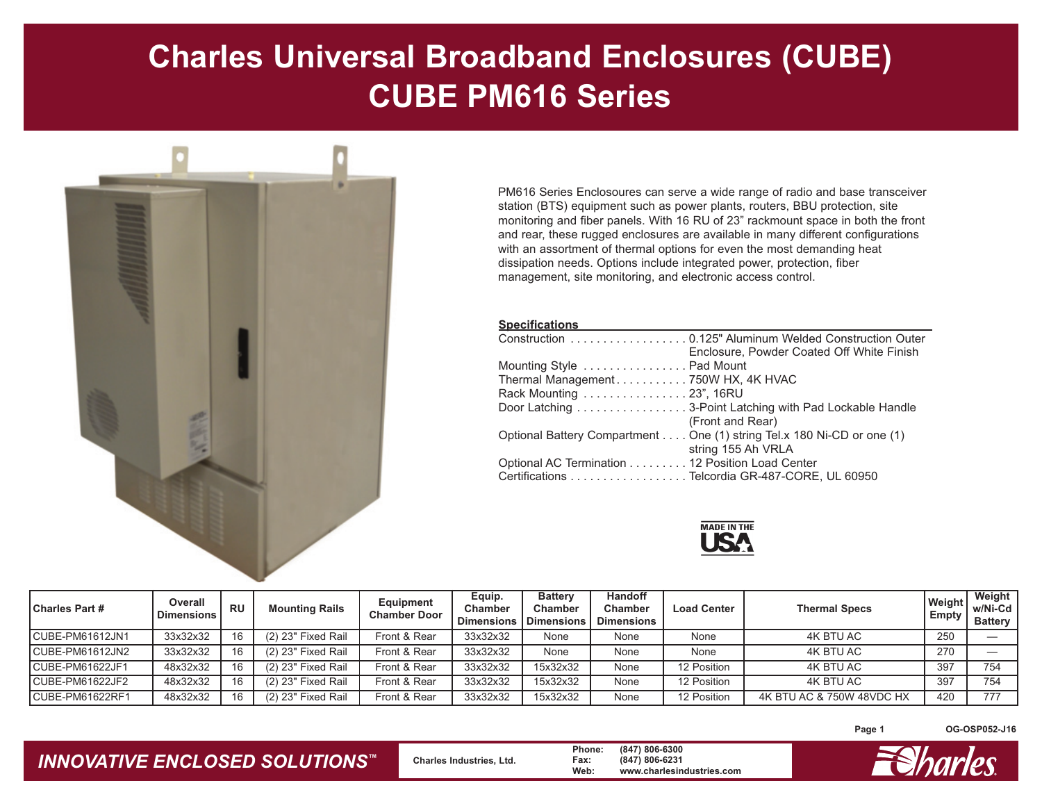# Charles Universal Broadband Enclosures (CUBE)
# CUBE PM616 Series

PM616 Series Enclosoures can serve a wide range of radio and base transceiver station (BTS) equipment such as power plants, routers, BBU protection, site monitoring and fiber panels. With 16 RU of 23" rackmount space in both the front and rear, these rugged enclosures are available in many different configurations with an assortment of thermal options for even the most demanding heat dissipation needs. Options include integrated power, protection, fiber management, site monitoring, and electronic access control.

**Specifications**

- Construction .................. 0.125" Aluminum Welded Construction Outer Enclosure, Powder Coated Off White Finish
- Mounting Style ................ Pad Mount
- Thermal Management........... 750W HX, 4K HVAC
- Rack Mounting ................ 23", 16RU
- Door Latching ................. 3-Point Latching with Pad Lockable Handle (Front and Rear)
- Optional Battery Compartment .... One (1) string Tel.x 180 Ni-CD or one (1) string 155 Ah VRLA
- Optional AC Termination ......... 12 Position Load Center
- Certifications .................. Telcordia GR-487-CORE, UL 60950

MADE IN THE USA

| Charles Part # | Overall Dimensions | RU | Mounting Rails | Equipment Chamber Door | Equip. Chamber Dimensions | Battery Chamber Dimensions | Handoff Chamber Dimensions | Load Center | Thermal Specs | Weight Empty | Weight w/Ni-Cd Battery |
|---|---|---|---|---|---|---|---|---|---|---|---|
| CUBE-PM61612JN1 | 33x32x32 | 16 | (2) 23" Fixed Rail | Front & Rear | 33x32x32 | None | None | None | 4K BTU AC | 250 | — |
| CUBE-PM61612JN2 | 33x32x32 | 16 | (2) 23" Fixed Rail | Front & Rear | 33x32x32 | None | None | None | 4K BTU AC | 270 | — |
| CUBE-PM61622JF1 | 48x32x32 | 16 | (2) 23" Fixed Rail | Front & Rear | 33x32x32 | 15x32x32 | None | 12 Position | 4K BTU AC | 397 | 754 |
| CUBE-PM61622JF2 | 48x32x32 | 16 | (2) 23" Fixed Rail | Front & Rear | 33x32x32 | 15x32x32 | None | 12 Position | 4K BTU AC | 397 | 754 |
| CUBE-PM61622RF1 | 48x32x32 | 16 | (2) 23" Fixed Rail | Front & Rear | 33x32x32 | 15x32x32 | None | 12 Position | 4K BTU AC & 750W 48VDC HX | 420 | 777 |

OG-OSP052-J16

*INNOVATIVE ENCLOSED SOLUTIONS™*

Charles Industries, Ltd.

Phone: (847) 806-6300
Fax: (847) 806-6231
Web: www.charlesindustries.com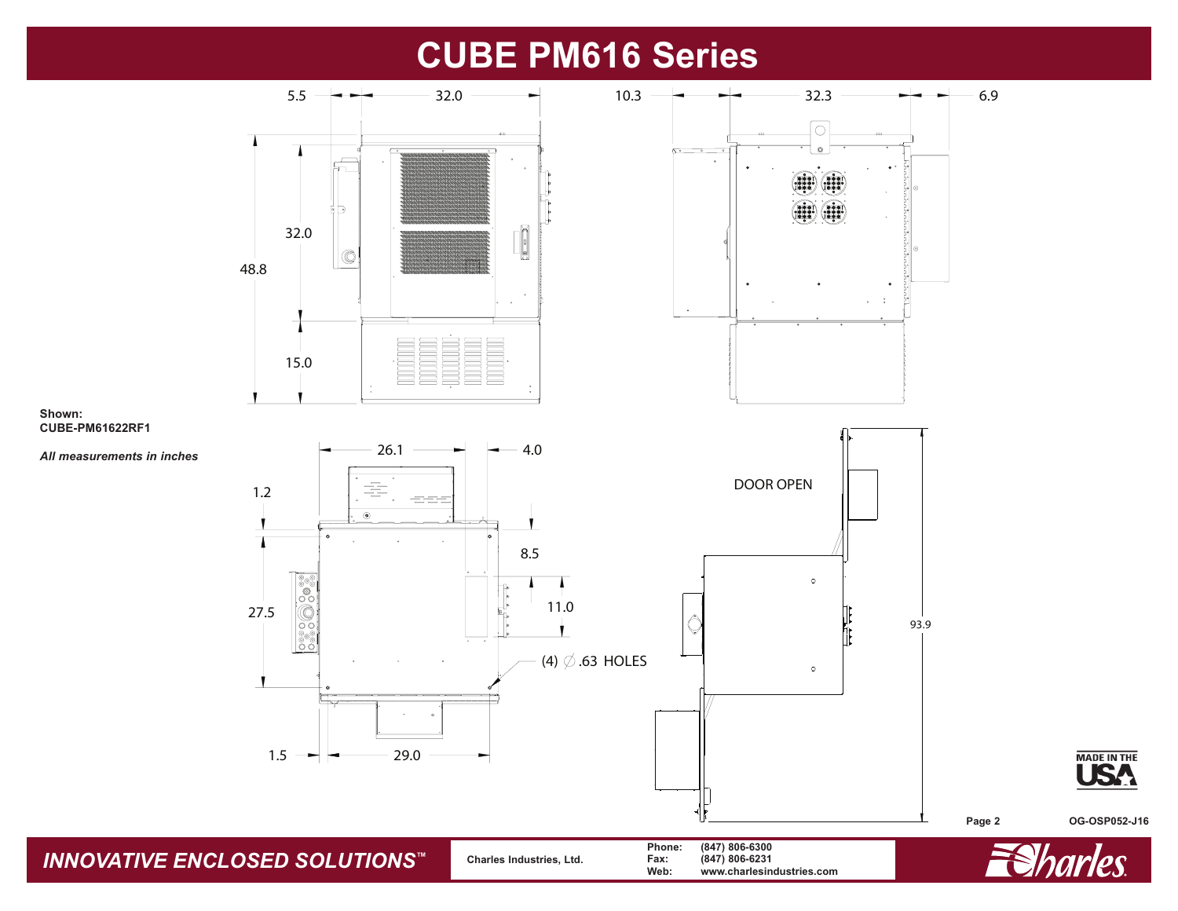# CUBE PM616 Series

5.5

32.0

10.3

32.3

6.9

32.0

48.8

15.0

**Shown:**
**CUBE-PM61622RF1**

*All measurements in inches*

26.1

4.0

1.2

8.5

27.5

11.0

(4) ∅ .63 HOLES

1.5

29.0

DOOR OPEN

93.9

MADE IN THE USA

OG-OSP052-J16

*INNOVATIVE ENCLOSED SOLUTIONS™*

Charles Industries, Ltd.

Phone: (847) 806-6300
Fax: (847) 806-6231
Web: www.charlesindustries.com

Charles